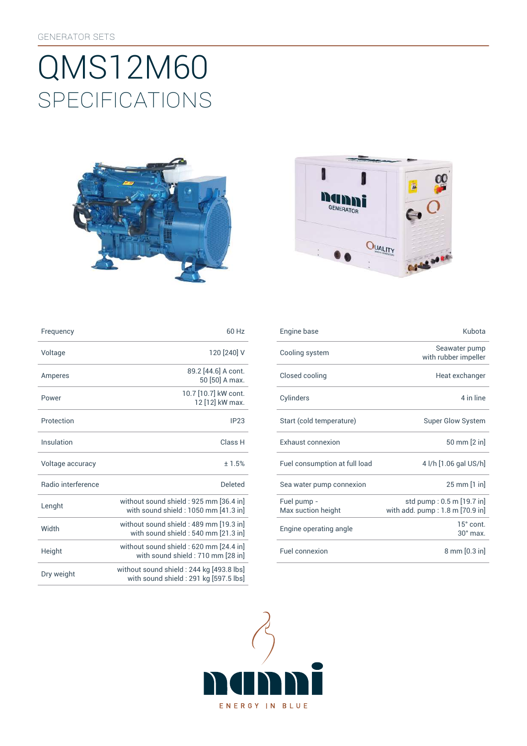GENERATOR SETS

# QMS12M60
## SPECIFICATIONS

| | |
|---|---|
| Frequency | 60 Hz |
| Voltage | 120 [240] V |
| Amperes | 89.2 [44.6] A cont.<br>50 [50] A max. |
| Power | 10.7 [10.7] kW cont.<br>12 [12] kW max. |
| Protection | IP23 |
| Insulation | Class H |
| Voltage accuracy | ± 1.5% |
| Radio interference | Deleted |
| Lenght | without sound shield : 925 mm [36.4 in]<br>with sound shield : 1050 mm [41.3 in] |
| Width | without sound shield : 489 mm [19.3 in]<br>with sound shield : 540 mm [21.3 in] |
| Height | without sound shield : 620 mm [24.4 in]<br>with sound shield : 710 mm [28 in] |
| Dry weight | without sound shield : 244 kg [493.8 lbs]<br>with sound shield : 291 kg [597.5 lbs] |

| | |
|---|---|
| Engine base | Kubota |
| Cooling system | Seawater pump<br>with rubber impeller |
| Closed cooling | Heat exchanger |
| Cylinders | 4 in line |
| Start (cold temperature) | Super Glow System |
| Exhaust connexion | 50 mm [2 in] |
| Fuel consumption at full load | 4 l/h [1.06 gal US/h] |
| Sea water pump connexion | 25 mm [1 in] |
| Fuel pump -<br>Max suction height | std pump : 0.5 m [19.7 in]<br>with add. pump : 1.8 m [70.9 in] |
| Engine operating angle | 15° cont.<br>30° max. |
| Fuel connexion | 8 mm [0.3 in] |

nanni

ENERGY IN BLUE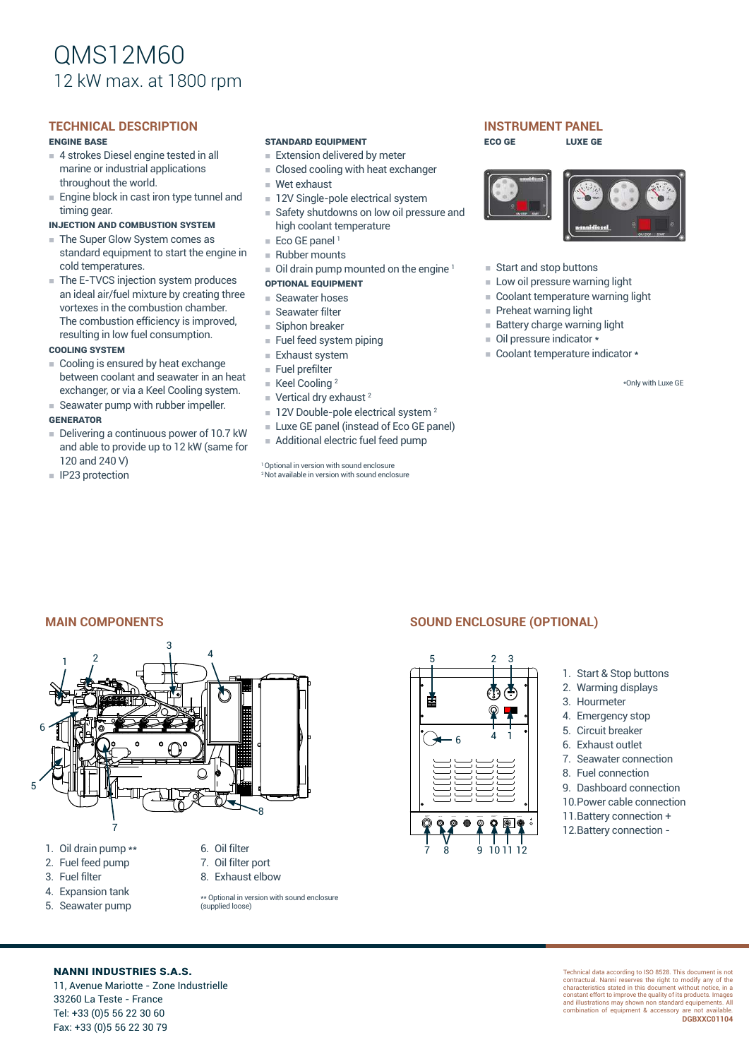# QMS12M60

## 12 kW max. at 1800 rpm

## TECHNICAL DESCRIPTION

### ENGINE BASE

- 4 strokes Diesel engine tested in all marine or industrial applications throughout the world.
- Engine block in cast iron type tunnel and timing gear.

### INJECTION AND COMBUSTION SYSTEM

- The Super Glow System comes as standard equipment to start the engine in cold temperatures.
- The E-TVCS injection system produces an ideal air/fuel mixture by creating three vortexes in the combustion chamber. The combustion efficiency is improved, resulting in low fuel consumption.

### COOLING SYSTEM

- Cooling is ensured by heat exchange between coolant and seawater in an heat exchanger, or via a Keel Cooling system.
- Seawater pump with rubber impeller.

### GENERATOR

- Delivering a continuous power of 10.7 kW and able to provide up to 12 kW (same for 120 and 240 V)
- IP23 protection

### STANDARD EQUIPMENT

- Extension delivered by meter
- Closed cooling with heat exchanger
- Wet exhaust
- 12V Single-pole electrical system
- Safety shutdowns on low oil pressure and high coolant temperature
- Eco GE panel [1]
- Rubber mounts
- Oil drain pump mounted on the engine [1]

### OPTIONAL EQUIPMENT

- Seawater hoses
- Seawater filter
- Siphon breaker
- Fuel feed system piping
- Exhaust system
- Fuel prefilter
- Keel Cooling [2]
- Vertical dry exhaust [2]
- 12V Double-pole electrical system [2]
- Luxe GE panel (instead of Eco GE panel)
- Additional electric fuel feed pump

[1] Optional in version with sound enclosure
[2] Not available in version with sound enclosure

## INSTRUMENT PANEL

ECO GE

LUXE GE

- Start and stop buttons
- Low oil pressure warning light
- Coolant temperature warning light
- Preheat warning light
- Battery charge warning light
- Oil pressure indicator *
- Coolant temperature indicator *

*Only with Luxe GE

## MAIN COMPONENTS

1. Oil drain pump **
2. Fuel feed pump
3. Fuel filter
4. Expansion tank
5. Seawater pump
6. Oil filter
7. Oil filter port
8. Exhaust elbow

** Optional in version with sound enclosure (supplied loose)

## SOUND ENCLOSURE (OPTIONAL)

1. Start & Stop buttons
2. Warming displays
3. Hourmeter
4. Emergency stop
5. Circuit breaker
6. Exhaust outlet
7. Seawater connection
8. Fuel connection
9. Dashboard connection
10. Power cable connection
11. Battery connection +
12. Battery connection -

**NANNI INDUSTRIES S.A.S.**
11, Avenue Mariotte - Zone Industrielle
33260 La Teste - France
Tel: +33 (0)5 56 22 30 60
Fax: +33 (0)5 56 22 30 79

Technical data according to ISO 8528. This document is not contractual. Nanni reserves the right to modify any of the characteristics stated in this document without notice, in a constant effort to improve the quality of its products. Images and illustrations may shown non standard equipements. All combination of equipment & accessory are not available.
**DGBXXC01104**